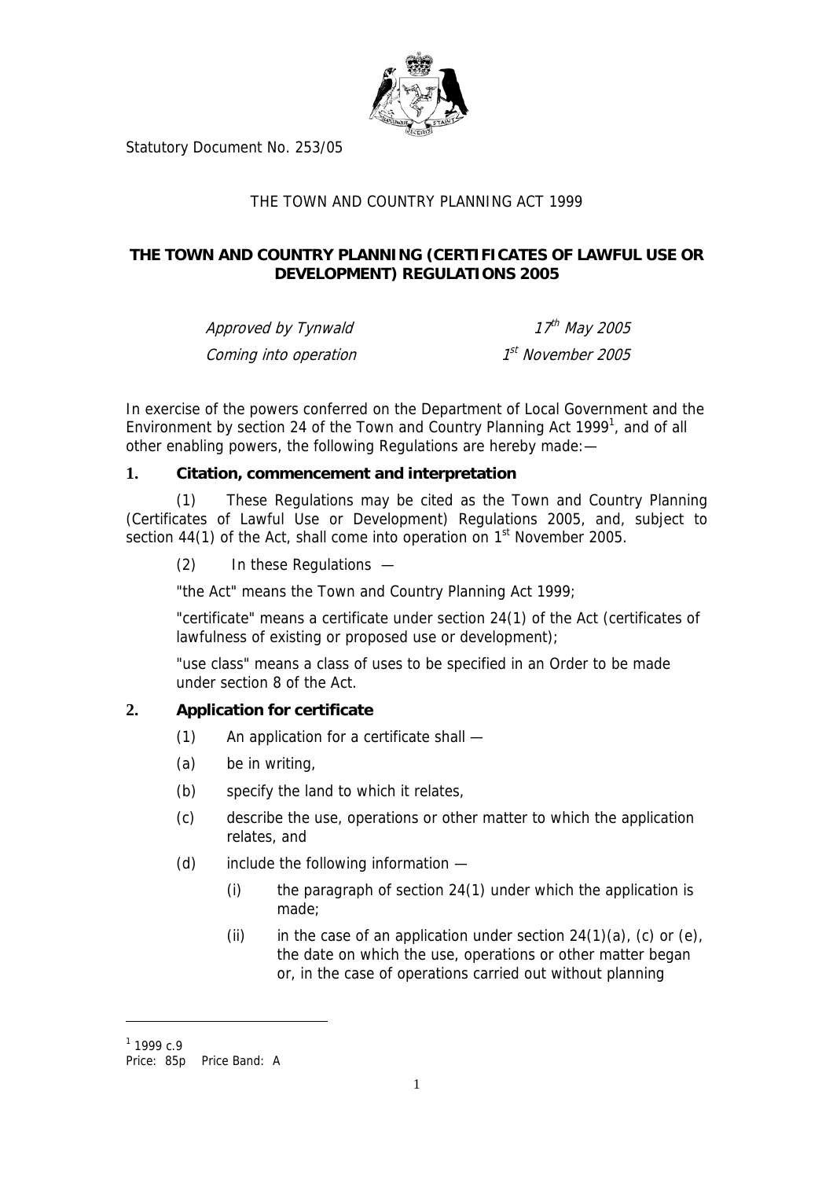Statutory Document No. 253/05

THE TOWN AND COUNTRY PLANNING ACT 1999

# THE TOWN AND COUNTRY PLANNING (CERTIFICATES OF LAWFUL USE OR DEVELOPMENT) REGULATIONS 2005

| | |
|---|---|
| *Approved by Tynwald* | *17th May 2005* |
| *Coming into operation* | *1st November 2005* |

In exercise of the powers conferred on the Department of Local Government and the Environment by section 24 of the Town and Country Planning Act 1999[1], and of all other enabling powers, the following Regulations are hereby made:—

## 1. Citation, commencement and interpretation

(1) These Regulations may be cited as the Town and Country Planning (Certificates of Lawful Use or Development) Regulations 2005, and, subject to section 44(1) of the Act, shall come into operation on 1st November 2005.

(2) In these Regulations —

"the Act" means the Town and Country Planning Act 1999;

"certificate" means a certificate under section 24(1) of the Act (certificates of lawfulness of existing or proposed use or development);

"use class" means a class of uses to be specified in an Order to be made under section 8 of the Act.

## 2. Application for certificate

(1) An application for a certificate shall —

(a) be in writing,

(b) specify the land to which it relates,

(c) describe the use, operations or other matter to which the application relates, and

(d) include the following information —

(i) the paragraph of section 24(1) under which the application is made;

(ii) in the case of an application under section 24(1)(a), (c) or (e), the date on which the use, operations or other matter began or, in the case of operations carried out without planning

---

[1] 1999 c.9

Price: 85p Price Band: A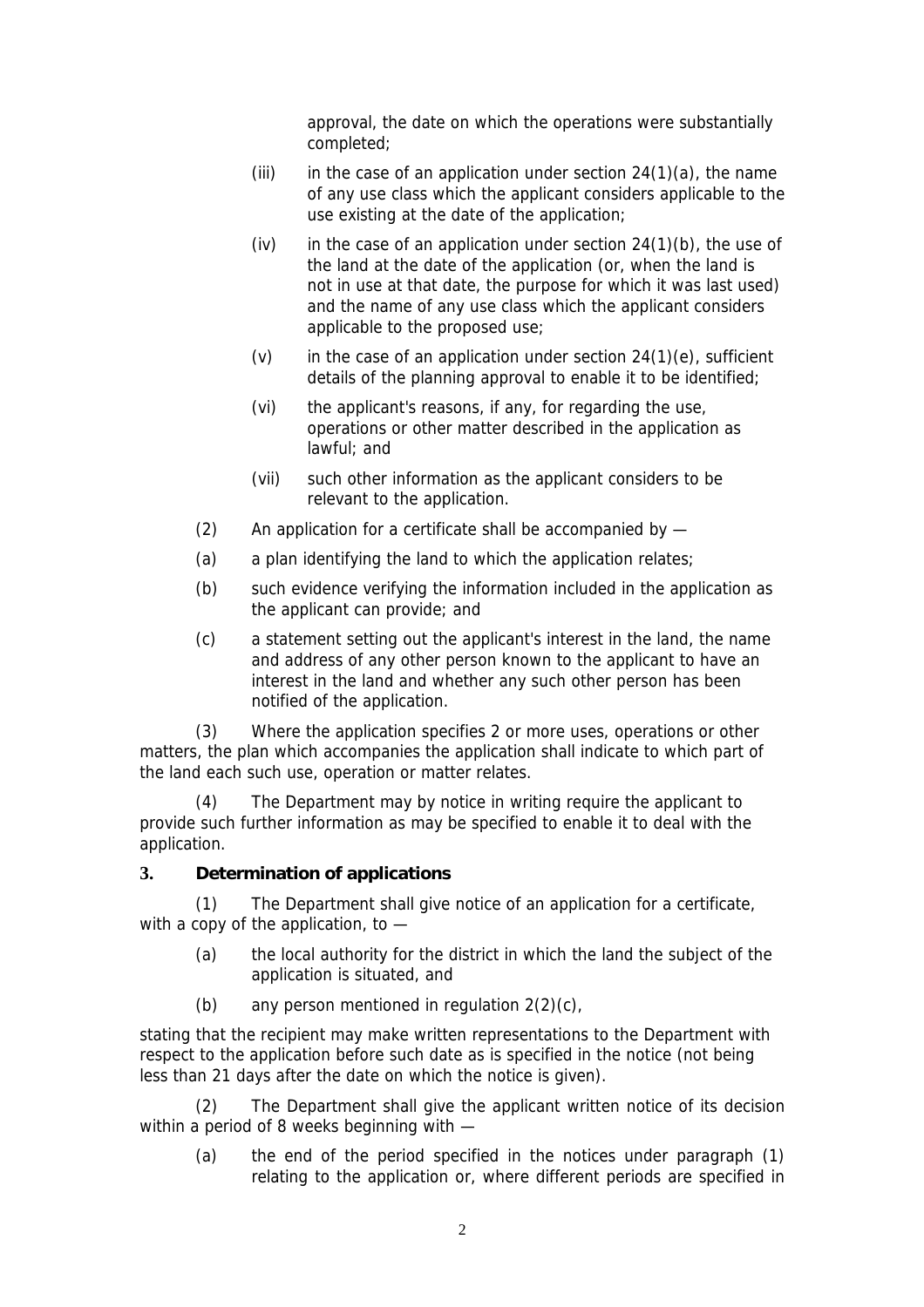approval, the date on which the operations were substantially completed;

(iii) in the case of an application under section 24(1)(a), the name of any use class which the applicant considers applicable to the use existing at the date of the application;

(iv) in the case of an application under section 24(1)(b), the use of the land at the date of the application (or, when the land is not in use at that date, the purpose for which it was last used) and the name of any use class which the applicant considers applicable to the proposed use;

(v) in the case of an application under section 24(1)(e), sufficient details of the planning approval to enable it to be identified;

(vi) the applicant's reasons, if any, for regarding the use, operations or other matter described in the application as lawful; and

(vii) such other information as the applicant considers to be relevant to the application.

(2) An application for a certificate shall be accompanied by —

(a) a plan identifying the land to which the application relates;

(b) such evidence verifying the information included in the application as the applicant can provide; and

(c) a statement setting out the applicant's interest in the land, the name and address of any other person known to the applicant to have an interest in the land and whether any such other person has been notified of the application.

(3) Where the application specifies 2 or more uses, operations or other matters, the plan which accompanies the application shall indicate to which part of the land each such use, operation or matter relates.

(4) The Department may by notice in writing require the applicant to provide such further information as may be specified to enable it to deal with the application.

**3. Determination of applications**

(1) The Department shall give notice of an application for a certificate, with a copy of the application, to —

(a) the local authority for the district in which the land the subject of the application is situated, and

(b) any person mentioned in regulation 2(2)(c),

stating that the recipient may make written representations to the Department with respect to the application before such date as is specified in the notice (not being less than 21 days after the date on which the notice is given).

(2) The Department shall give the applicant written notice of its decision within a period of 8 weeks beginning with —

(a) the end of the period specified in the notices under paragraph (1) relating to the application or, where different periods are specified in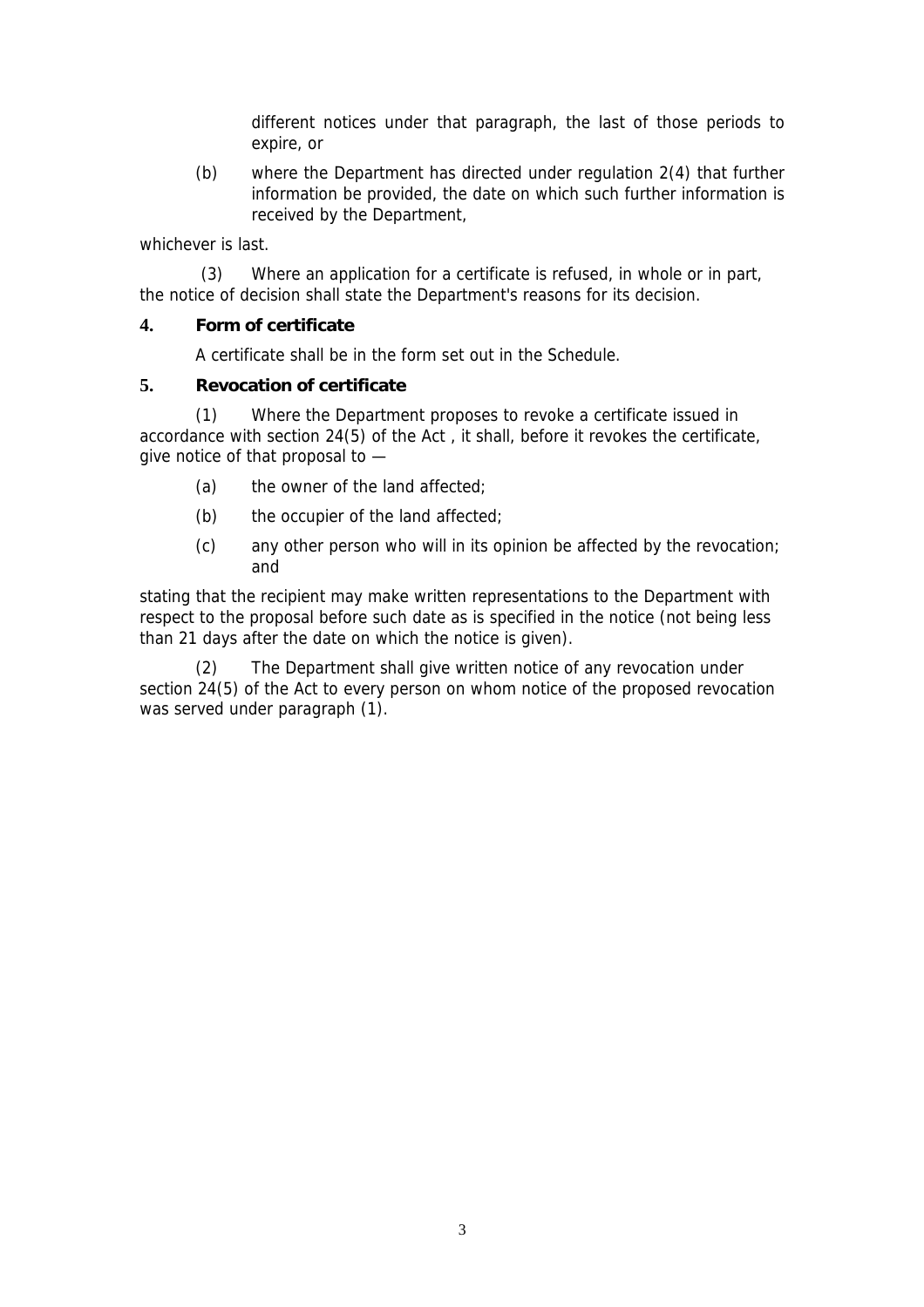different notices under that paragraph, the last of those periods to expire, or

(b) where the Department has directed under regulation 2(4) that further information be provided, the date on which such further information is received by the Department,

whichever is last.

(3) Where an application for a certificate is refused, in whole or in part, the notice of decision shall state the Department's reasons for its decision.

**4. Form of certificate**

A certificate shall be in the form set out in the Schedule.

**5. Revocation of certificate**

(1) Where the Department proposes to revoke a certificate issued in accordance with section 24(5) of the Act , it shall, before it revokes the certificate, give notice of that proposal to —

(a) the owner of the land affected;

(b) the occupier of the land affected;

(c) any other person who will in its opinion be affected by the revocation; and

stating that the recipient may make written representations to the Department with respect to the proposal before such date as is specified in the notice (not being less than 21 days after the date on which the notice is given).

(2) The Department shall give written notice of any revocation under section 24(5) of the Act to every person on whom notice of the proposed revocation was served under paragraph (1).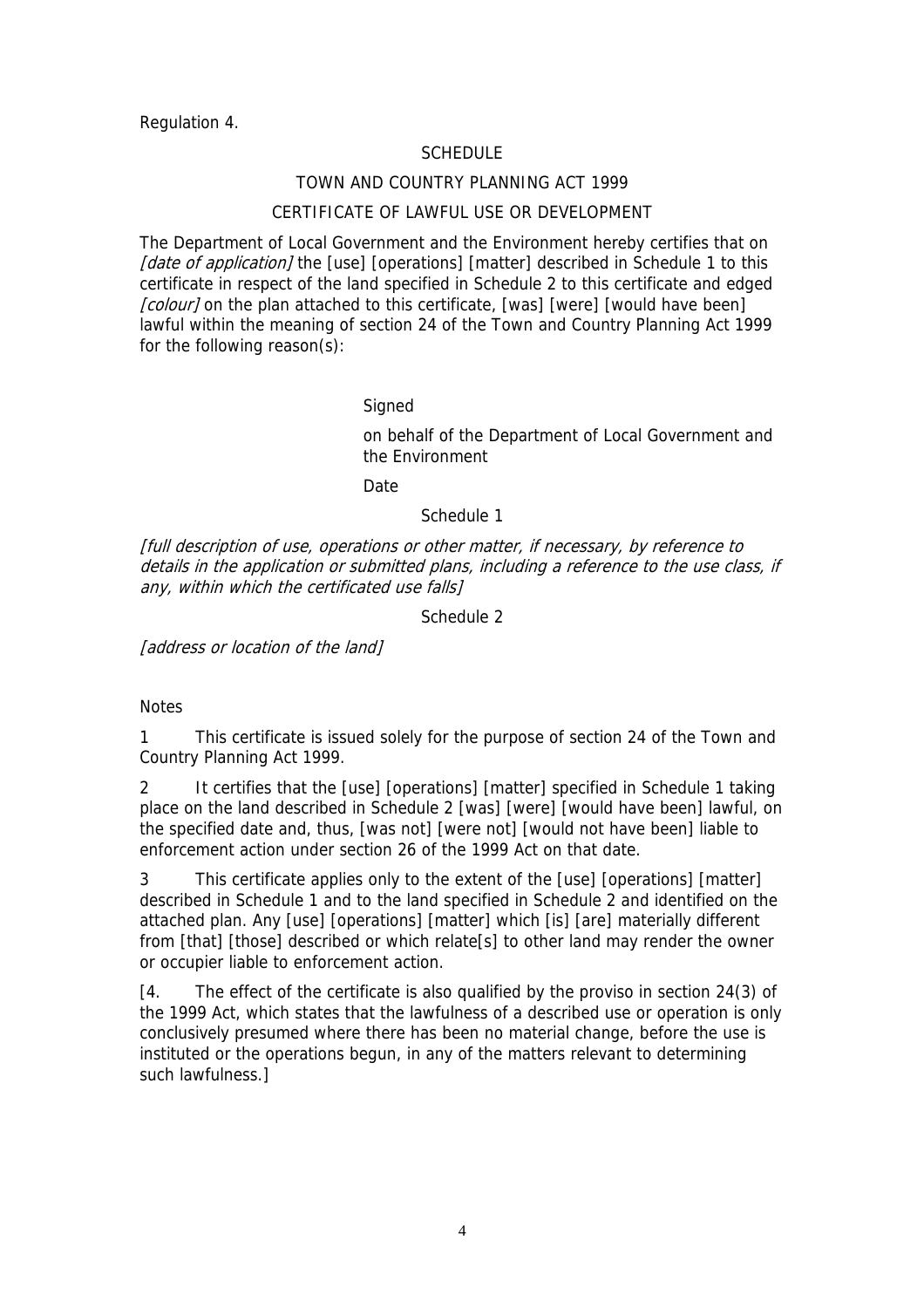Regulation 4.

## SCHEDULE

## TOWN AND COUNTRY PLANNING ACT 1999

## CERTIFICATE OF LAWFUL USE OR DEVELOPMENT

The Department of Local Government and the Environment hereby certifies that on *[date of application]* the [use] [operations] [matter] described in Schedule 1 to this certificate in respect of the land specified in Schedule 2 to this certificate and edged *[colour]* on the plan attached to this certificate, [was] [were] [would have been] lawful within the meaning of section 24 of the Town and Country Planning Act 1999 for the following reason(s):

Signed

on behalf of the Department of Local Government and the Environment

Date

Schedule 1

*[full description of use, operations or other matter, if necessary, by reference to details in the application or submitted plans, including a reference to the use class, if any, within which the certificated use falls]*

Schedule 2

*[address or location of the land]*

Notes

1 This certificate is issued solely for the purpose of section 24 of the Town and Country Planning Act 1999.

2 It certifies that the [use] [operations] [matter] specified in Schedule 1 taking place on the land described in Schedule 2 [was] [were] [would have been] lawful, on the specified date and, thus, [was not] [were not] [would not have been] liable to enforcement action under section 26 of the 1999 Act on that date.

3 This certificate applies only to the extent of the [use] [operations] [matter] described in Schedule 1 and to the land specified in Schedule 2 and identified on the attached plan. Any [use] [operations] [matter] which [is] [are] materially different from [that] [those] described or which relate[s] to other land may render the owner or occupier liable to enforcement action.

[4. The effect of the certificate is also qualified by the proviso in section 24(3) of the 1999 Act, which states that the lawfulness of a described use or operation is only conclusively presumed where there has been no material change, before the use is instituted or the operations begun, in any of the matters relevant to determining such lawfulness.]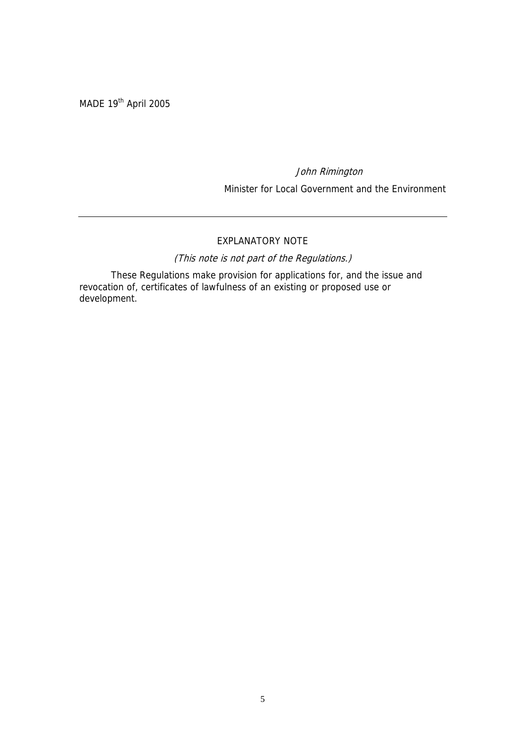MADE 19th April 2005

*John Rimington*

Minister for Local Government and the Environment

---

EXPLANATORY NOTE

*(This note is not part of the Regulations.)*

These Regulations make provision for applications for, and the issue and revocation of, certificates of lawfulness of an existing or proposed use or development.